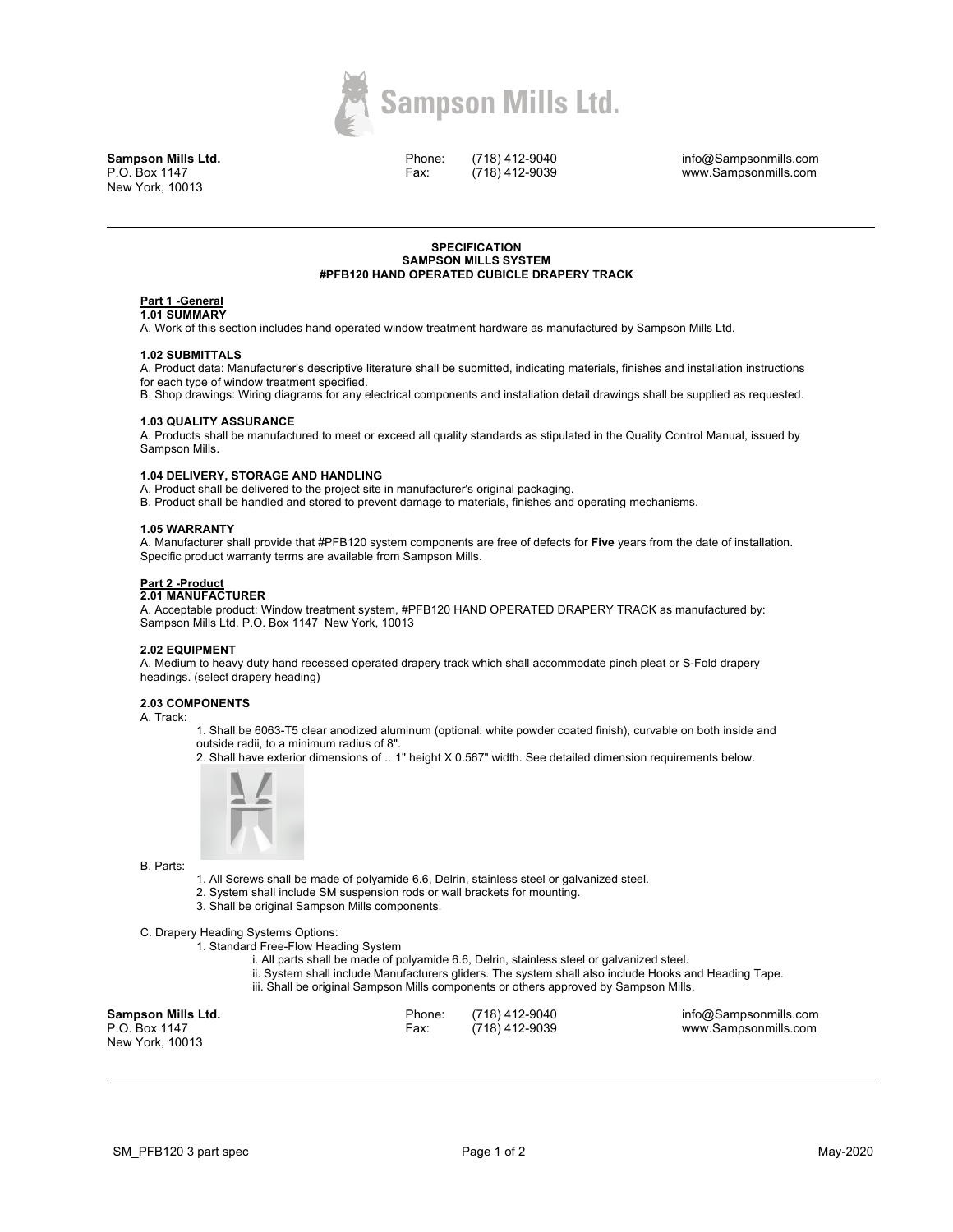**Sampson Mills Ltd.**
P.O. Box 1147
New York, 10013

Phone: (718) 412-9040
Fax: (718) 412-9039

info@Sampsonmills.com
www.Sampsonmills.com

---

**SPECIFICATION**
**SAMPSON MILLS SYSTEM**
**#PFB120 HAND OPERATED CUBICLE DRAPERY TRACK**

## Part 1 -General

### 1.01 SUMMARY

A. Work of this section includes hand operated window treatment hardware as manufactured by Sampson Mills Ltd.

### 1.02 SUBMITTALS

A. Product data: Manufacturer's descriptive literature shall be submitted, indicating materials, finishes and installation instructions for each type of window treatment specified.

B. Shop drawings: Wiring diagrams for any electrical components and installation detail drawings shall be supplied as requested.

### 1.03 QUALITY ASSURANCE

A. Products shall be manufactured to meet or exceed all quality standards as stipulated in the Quality Control Manual, issued by Sampson Mills.

### 1.04 DELIVERY, STORAGE AND HANDLING

A. Product shall be delivered to the project site in manufacturer's original packaging.

B. Product shall be handled and stored to prevent damage to materials, finishes and operating mechanisms.

### 1.05 WARRANTY

A. Manufacturer shall provide that #PFB120 system components are free of defects for **Five** years from the date of installation. Specific product warranty terms are available from Sampson Mills.

## Part 2 -Product

### 2.01 MANUFACTURER

A. Acceptable product: Window treatment system, #PFB120 HAND OPERATED DRAPERY TRACK as manufactured by: Sampson Mills Ltd. P.O. Box 1147 New York, 10013

### 2.02 EQUIPMENT

A. Medium to heavy duty hand recessed operated drapery track which shall accommodate pinch pleat or S-Fold drapery headings. (select drapery heading)

### 2.03 COMPONENTS

A. Track:

1. Shall be 6063-T5 clear anodized aluminum (optional: white powder coated finish), curvable on both inside and outside radii, to a minimum radius of 8".
2. Shall have exterior dimensions of .. 1" height X 0.567" width. See detailed dimension requirements below.

B. Parts:

1. All Screws shall be made of polyamide 6.6, Delrin, stainless steel or galvanized steel.
2. System shall include SM suspension rods or wall brackets for mounting.
3. Shall be original Sampson Mills components.

C. Drapery Heading Systems Options:

1. Standard Free-Flow Heading System
   - i. All parts shall be made of polyamide 6.6, Delrin, stainless steel or galvanized steel.
   - ii. System shall include Manufacturers gliders. The system shall also include Hooks and Heading Tape.
   - iii. Shall be original Sampson Mills components or others approved by Sampson Mills.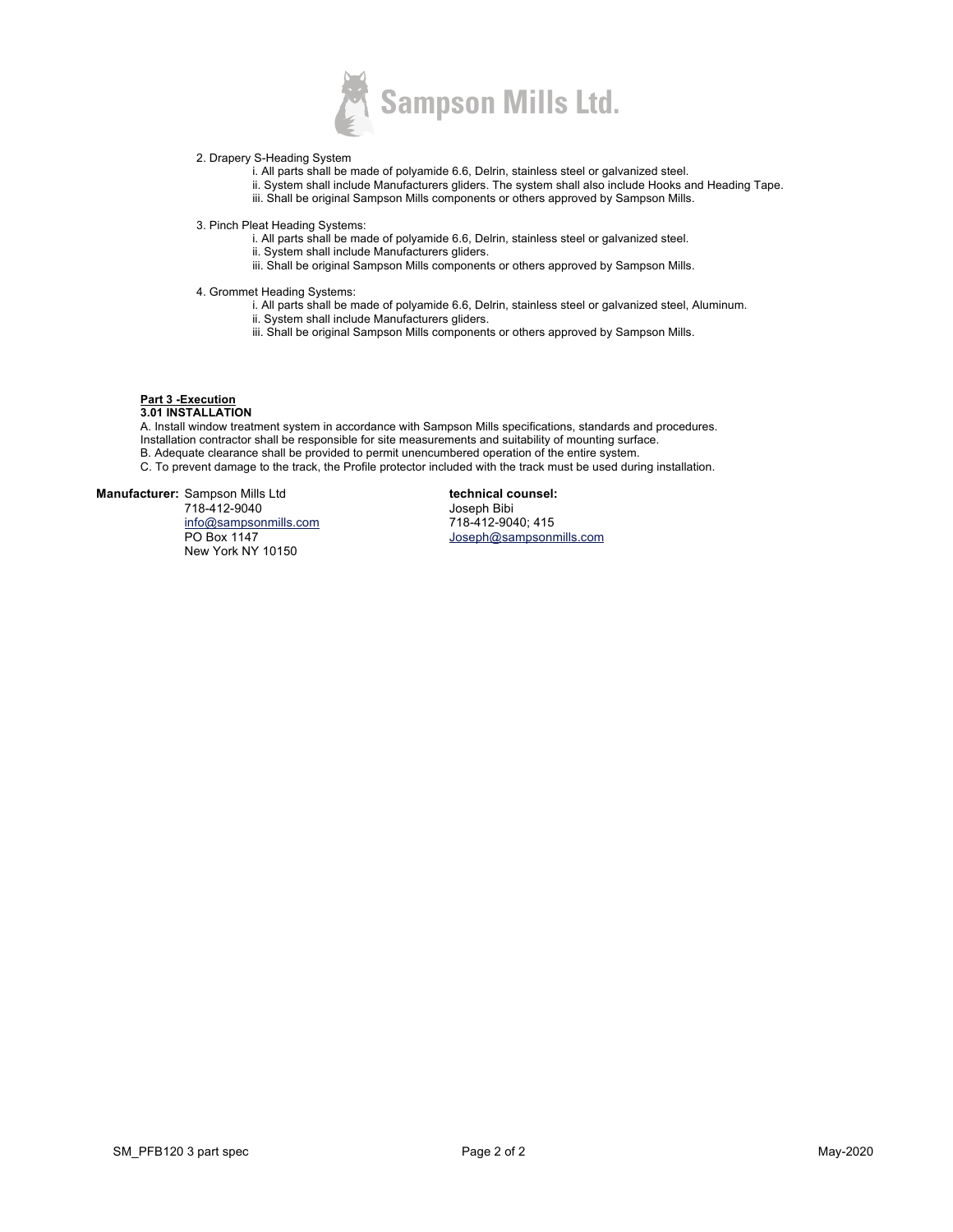2. Drapery S-Heading System
    - i. All parts shall be made of polyamide 6.6, Delrin, stainless steel or galvanized steel.
    - ii. System shall include Manufacturers gliders. The system shall also include Hooks and Heading Tape.
    - iii. Shall be original Sampson Mills components or others approved by Sampson Mills.

3. Pinch Pleat Heading Systems:
    - i. All parts shall be made of polyamide 6.6, Delrin, stainless steel or galvanized steel.
    - ii. System shall include Manufacturers gliders.
    - iii. Shall be original Sampson Mills components or others approved by Sampson Mills.

4. Grommet Heading Systems:
    - i. All parts shall be made of polyamide 6.6, Delrin, stainless steel or galvanized steel, Aluminum.
    - ii. System shall include Manufacturers gliders.
    - iii. Shall be original Sampson Mills components or others approved by Sampson Mills.

## Part 3 -Execution

### 3.01 INSTALLATION

A. Install window treatment system in accordance with Sampson Mills specifications, standards and procedures. Installation contractor shall be responsible for site measurements and suitability of mounting surface.

B. Adequate clearance shall be provided to permit unencumbered operation of the entire system.

C. To prevent damage to the track, the Profile protector included with the track must be used during installation.

**Manufacturer:** Sampson Mills Ltd
718-412-9040
info@sampsonmills.com
PO Box 1147
New York NY 10150

**technical counsel:**
Joseph Bibi
718-412-9040; 415
Joseph@sampsonmills.com